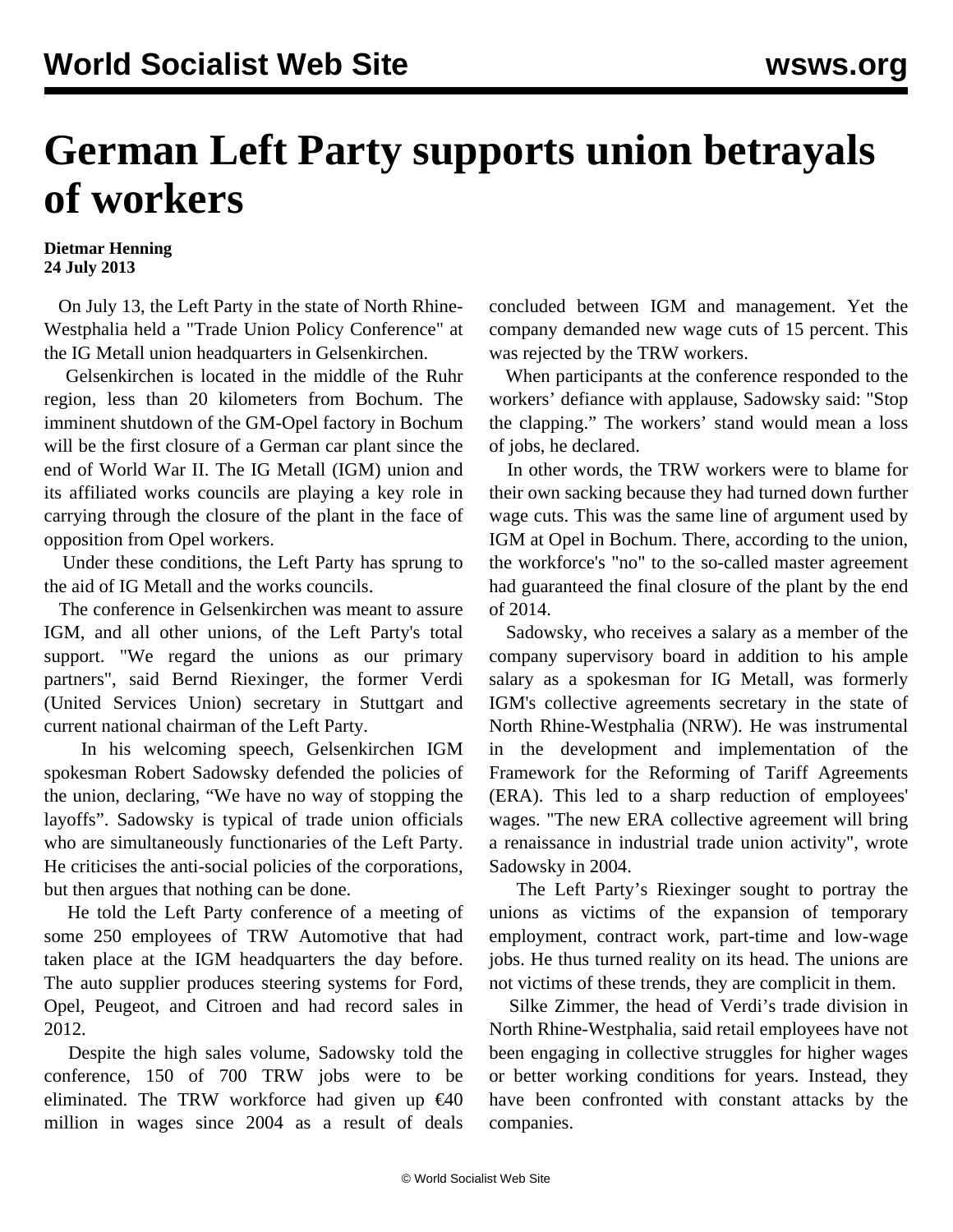# German Left Party supports union betrayals of workers

**Dietmar Henning**
**24 July 2013**

On July 13, the Left Party in the state of North Rhine-Westphalia held a "Trade Union Policy Conference" at the IG Metall union headquarters in Gelsenkirchen.

Gelsenkirchen is located in the middle of the Ruhr region, less than 20 kilometers from Bochum. The imminent shutdown of the GM-Opel factory in Bochum will be the first closure of a German car plant since the end of World War II. The IG Metall (IGM) union and its affiliated works councils are playing a key role in carrying through the closure of the plant in the face of opposition from Opel workers.

Under these conditions, the Left Party has sprung to the aid of IG Metall and the works councils.

The conference in Gelsenkirchen was meant to assure IGM, and all other unions, of the Left Party's total support. "We regard the unions as our primary partners", said Bernd Riexinger, the former Verdi (United Services Union) secretary in Stuttgart and current national chairman of the Left Party.

In his welcoming speech, Gelsenkirchen IGM spokesman Robert Sadowsky defended the policies of the union, declaring, "We have no way of stopping the layoffs". Sadowsky is typical of trade union officials who are simultaneously functionaries of the Left Party. He criticises the anti-social policies of the corporations, but then argues that nothing can be done.

He told the Left Party conference of a meeting of some 250 employees of TRW Automotive that had taken place at the IGM headquarters the day before. The auto supplier produces steering systems for Ford, Opel, Peugeot, and Citroen and had record sales in 2012.

Despite the high sales volume, Sadowsky told the conference, 150 of 700 TRW jobs were to be eliminated. The TRW workforce had given up €40 million in wages since 2004 as a result of deals concluded between IGM and management. Yet the company demanded new wage cuts of 15 percent. This was rejected by the TRW workers.

When participants at the conference responded to the workers' defiance with applause, Sadowsky said: "Stop the clapping." The workers' stand would mean a loss of jobs, he declared.

In other words, the TRW workers were to blame for their own sacking because they had turned down further wage cuts. This was the same line of argument used by IGM at Opel in Bochum. There, according to the union, the workforce's "no" to the so-called master agreement had guaranteed the final closure of the plant by the end of 2014.

Sadowsky, who receives a salary as a member of the company supervisory board in addition to his ample salary as a spokesman for IG Metall, was formerly IGM's collective agreements secretary in the state of North Rhine-Westphalia (NRW). He was instrumental in the development and implementation of the Framework for the Reforming of Tariff Agreements (ERA). This led to a sharp reduction of employees' wages. "The new ERA collective agreement will bring a renaissance in industrial trade union activity", wrote Sadowsky in 2004.

The Left Party's Riexinger sought to portray the unions as victims of the expansion of temporary employment, contract work, part-time and low-wage jobs. He thus turned reality on its head. The unions are not victims of these trends, they are complicit in them.

Silke Zimmer, the head of Verdi's trade division in North Rhine-Westphalia, said retail employees have not been engaging in collective struggles for higher wages or better working conditions for years. Instead, they have been confronted with constant attacks by the companies.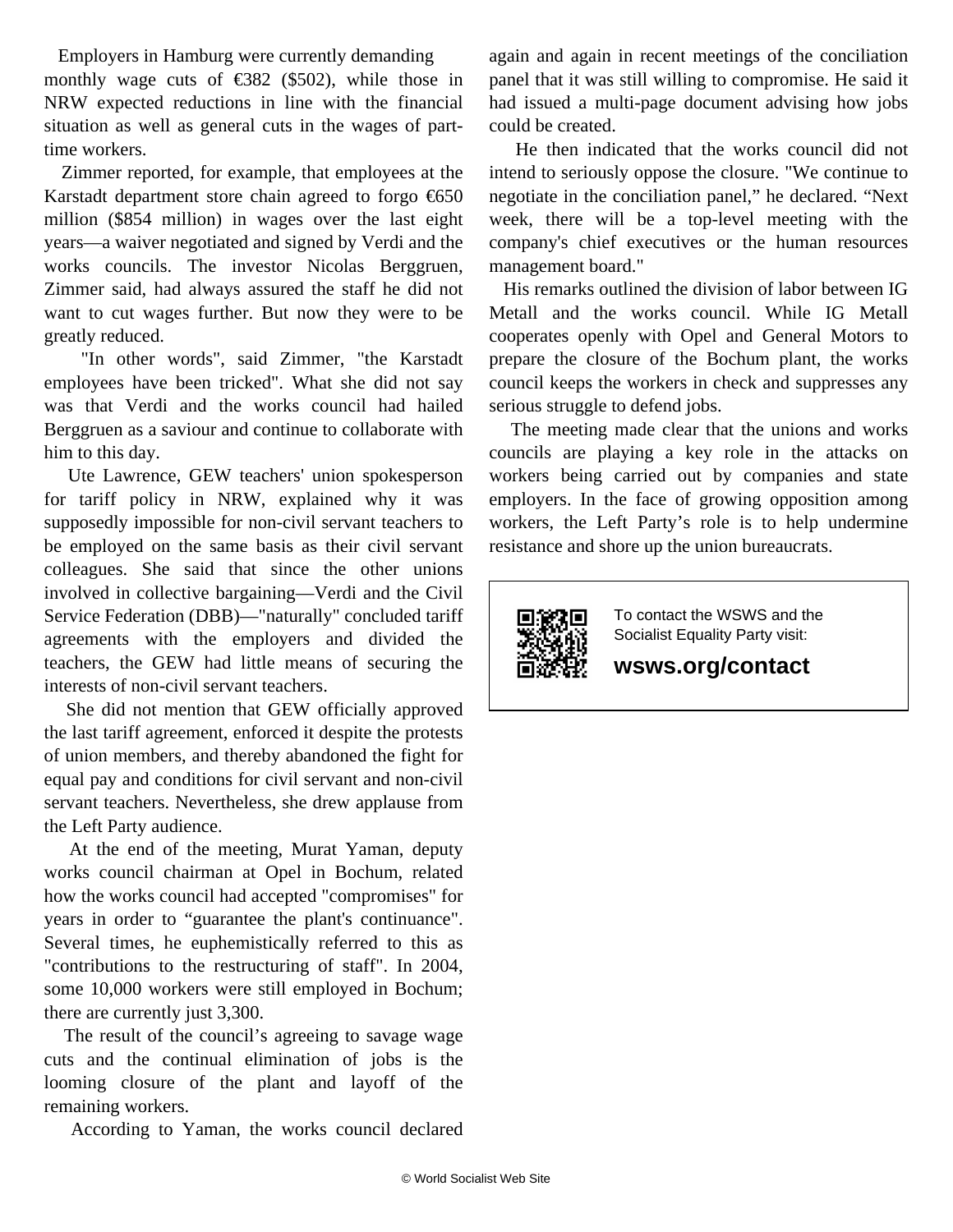Employers in Hamburg were currently demanding monthly wage cuts of €382 ($502), while those in NRW expected reductions in line with the financial situation as well as general cuts in the wages of part-time workers.

Zimmer reported, for example, that employees at the Karstadt department store chain agreed to forgo €650 million ($854 million) in wages over the last eight years—a waiver negotiated and signed by Verdi and the works councils. The investor Nicolas Berggruen, Zimmer said, had always assured the staff he did not want to cut wages further. But now they were to be greatly reduced.

"In other words", said Zimmer, "the Karstadt employees have been tricked". What she did not say was that Verdi and the works council had hailed Berggruen as a saviour and continue to collaborate with him to this day.

Ute Lawrence, GEW teachers' union spokesperson for tariff policy in NRW, explained why it was supposedly impossible for non-civil servant teachers to be employed on the same basis as their civil servant colleagues. She said that since the other unions involved in collective bargaining—Verdi and the Civil Service Federation (DBB)—"naturally" concluded tariff agreements with the employers and divided the teachers, the GEW had little means of securing the interests of non-civil servant teachers.

She did not mention that GEW officially approved the last tariff agreement, enforced it despite the protests of union members, and thereby abandoned the fight for equal pay and conditions for civil servant and non-civil servant teachers. Nevertheless, she drew applause from the Left Party audience.

At the end of the meeting, Murat Yaman, deputy works council chairman at Opel in Bochum, related how the works council had accepted "compromises" for years in order to "guarantee the plant's continuance". Several times, he euphemistically referred to this as "contributions to the restructuring of staff". In 2004, some 10,000 workers were still employed in Bochum; there are currently just 3,300.

The result of the council's agreeing to savage wage cuts and the continual elimination of jobs is the looming closure of the plant and layoff of the remaining workers.

According to Yaman, the works council declared again and again in recent meetings of the conciliation panel that it was still willing to compromise. He said it had issued a multi-page document advising how jobs could be created.

He then indicated that the works council did not intend to seriously oppose the closure. "We continue to negotiate in the conciliation panel," he declared. "Next week, there will be a top-level meeting with the company's chief executives or the human resources management board."

His remarks outlined the division of labor between IG Metall and the works council. While IG Metall cooperates openly with Opel and General Motors to prepare the closure of the Bochum plant, the works council keeps the workers in check and suppresses any serious struggle to defend jobs.

The meeting made clear that the unions and works councils are playing a key role in the attacks on workers being carried out by companies and state employers. In the face of growing opposition among workers, the Left Party's role is to help undermine resistance and shore up the union bureaucrats.

To contact the WSWS and the Socialist Equality Party visit:

**wsws.org/contact**